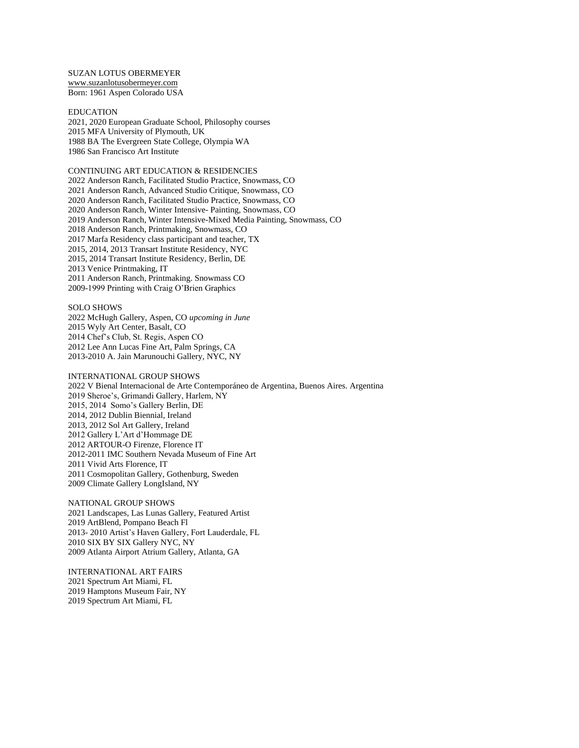SUZAN LOTUS OBERMEYER
www.suzanlotusobermeyer.com
Born: 1961 Aspen Colorado USA

## EDUCATION

2021, 2020 European Graduate School, Philosophy courses
2015 MFA University of Plymouth, UK
1988 BA The Evergreen State College, Olympia WA
1986 San Francisco Art Institute

## CONTINUING ART EDUCATION & RESIDENCIES

2022 Anderson Ranch, Facilitated Studio Practice, Snowmass, CO
2021 Anderson Ranch, Advanced Studio Critique, Snowmass, CO
2020 Anderson Ranch, Facilitated Studio Practice, Snowmass, CO
2020 Anderson Ranch, Winter Intensive- Painting, Snowmass, CO
2019 Anderson Ranch, Winter Intensive-Mixed Media Painting, Snowmass, CO
2018 Anderson Ranch, Printmaking, Snowmass, CO
2017 Marfa Residency class participant and teacher, TX
2015, 2014, 2013 Transart Institute Residency, NYC
2015, 2014 Transart Institute Residency, Berlin, DE
2013 Venice Printmaking, IT
2011 Anderson Ranch, Printmaking. Snowmass CO
2009-1999 Printing with Craig O'Brien Graphics

## SOLO SHOWS

2022 McHugh Gallery, Aspen, CO *upcoming in June*
2015 Wyly Art Center, Basalt, CO
2014 Chef's Club, St. Regis, Aspen CO
2012 Lee Ann Lucas Fine Art, Palm Springs, CA
2013-2010 A. Jain Marunouchi Gallery, NYC, NY

## INTERNATIONAL GROUP SHOWS

2022 V Bienal Internacional de Arte Contemporáneo de Argentina, Buenos Aires. Argentina
2019 Sheroe's, Grimandi Gallery, Harlem, NY
2015, 2014 Somo's Gallery Berlin, DE
2014, 2012 Dublin Biennial, Ireland
2013, 2012 Sol Art Gallery, Ireland
2012 Gallery L'Art d'Hommage DE
2012 ARTOUR-O Firenze, Florence IT
2012-2011 IMC Southern Nevada Museum of Fine Art
2011 Vivid Arts Florence, IT
2011 Cosmopolitan Gallery, Gothenburg, Sweden
2009 Climate Gallery LongIsland, NY

## NATIONAL GROUP SHOWS

2021 Landscapes, Las Lunas Gallery, Featured Artist
2019 ArtBlend, Pompano Beach Fl
2013- 2010 Artist's Haven Gallery, Fort Lauderdale, FL
2010 SIX BY SIX Gallery NYC, NY
2009 Atlanta Airport Atrium Gallery, Atlanta, GA

## INTERNATIONAL ART FAIRS

2021 Spectrum Art Miami, FL
2019 Hamptons Museum Fair, NY
2019 Spectrum Art Miami, FL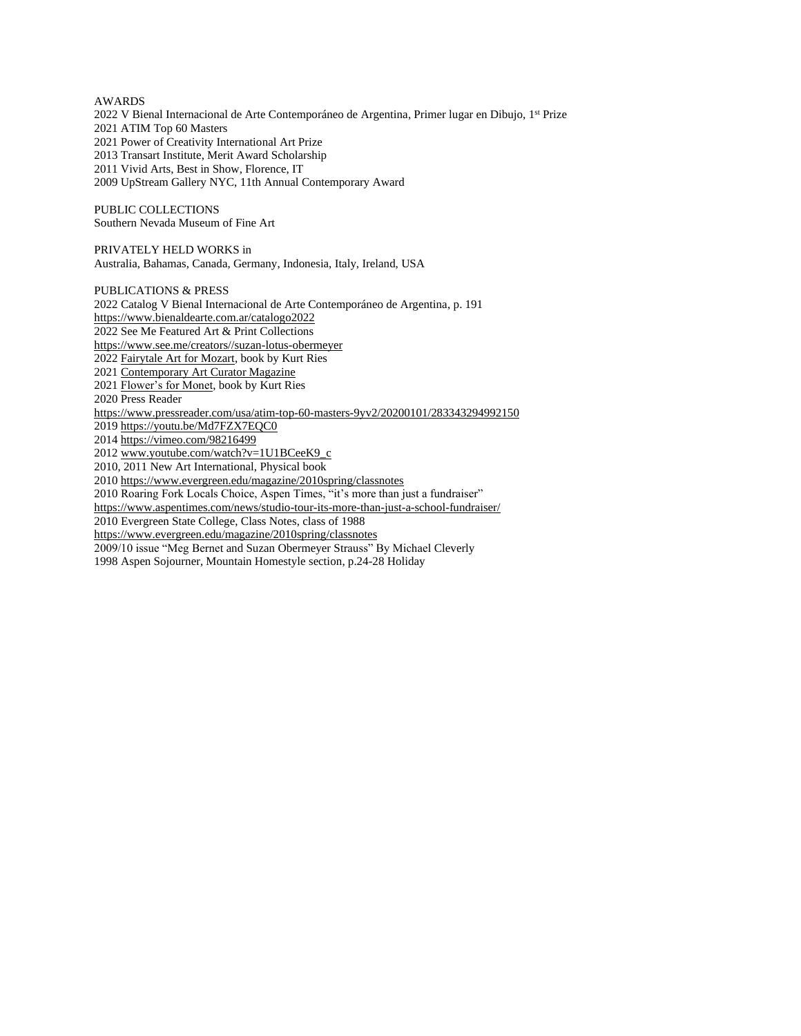AWARDS

2022 V Bienal Internacional de Arte Contemporáneo de Argentina, Primer lugar en Dibujo, 1st Prize
2021 ATIM Top 60 Masters
2021 Power of Creativity International Art Prize
2013 Transart Institute, Merit Award Scholarship
2011 Vivid Arts, Best in Show, Florence, IT
2009 UpStream Gallery NYC, 11th Annual Contemporary Award

PUBLIC COLLECTIONS

Southern Nevada Museum of Fine Art

PRIVATELY HELD WORKS in

Australia, Bahamas, Canada, Germany, Indonesia, Italy, Ireland, USA

PUBLICATIONS & PRESS

2022 Catalog V Bienal Internacional de Arte Contemporáneo de Argentina, p. 191
https://www.bienaldearte.com.ar/catalogo2022
2022 See Me Featured Art & Print Collections
https://www.see.me/creators//suzan-lotus-obermeyer
2022 Fairytale Art for Mozart, book by Kurt Ries
2021 Contemporary Art Curator Magazine
2021 Flower's for Monet, book by Kurt Ries
2020 Press Reader
https://www.pressreader.com/usa/atim-top-60-masters-9yv2/20200101/283343294992150
2019 https://youtu.be/Md7FZX7EQC0
2014 https://vimeo.com/98216499
2012 www.youtube.com/watch?v=1U1BCeeK9_c
2010, 2011 New Art International, Physical book
2010 https://www.evergreen.edu/magazine/2010spring/classnotes
2010 Roaring Fork Locals Choice, Aspen Times, "it's more than just a fundraiser"
https://www.aspentimes.com/news/studio-tour-its-more-than-just-a-school-fundraiser/
2010 Evergreen State College, Class Notes, class of 1988
https://www.evergreen.edu/magazine/2010spring/classnotes
2009/10 issue "Meg Bernet and Suzan Obermeyer Strauss" By Michael Cleverly
1998 Aspen Sojourner, Mountain Homestyle section, p.24-28 Holiday